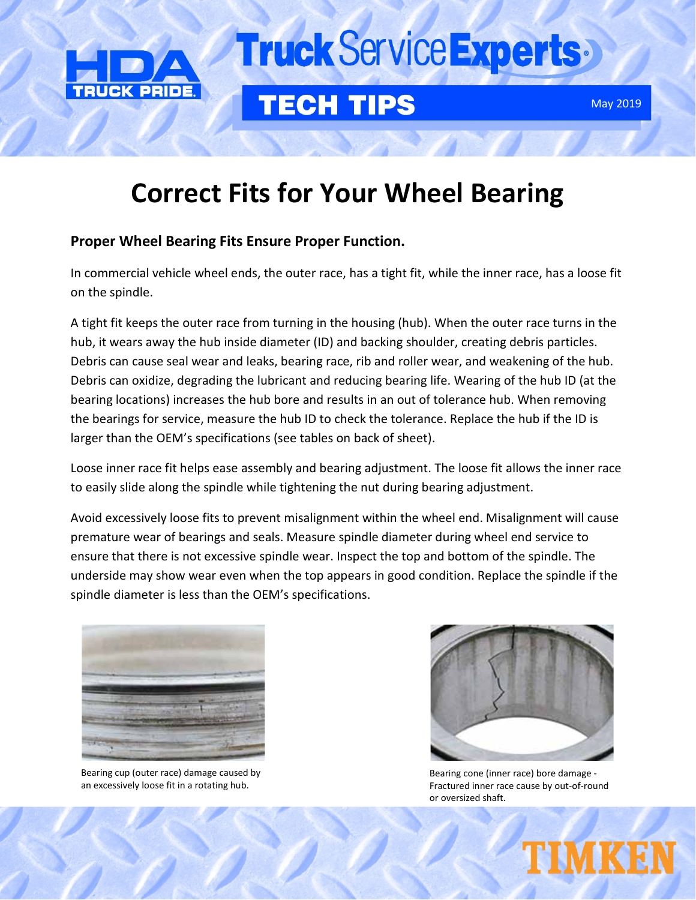# Correct Fits for Your Wheel Bearing

**Proper Wheel Bearing Fits Ensure Proper Function.**

In commercial vehicle wheel ends, the outer race, has a tight fit, while the inner race, has a loose fit on the spindle.

A tight fit keeps the outer race from turning in the housing (hub). When the outer race turns in the hub, it wears away the hub inside diameter (ID) and backing shoulder, creating debris particles. Debris can cause seal wear and leaks, bearing race, rib and roller wear, and weakening of the hub. Debris can oxidize, degrading the lubricant and reducing bearing life. Wearing of the hub ID (at the bearing locations) increases the hub bore and results in an out of tolerance hub. When removing the bearings for service, measure the hub ID to check the tolerance. Replace the hub if the ID is larger than the OEM's specifications (see tables on back of sheet).

Loose inner race fit helps ease assembly and bearing adjustment. The loose fit allows the inner race to easily slide along the spindle while tightening the nut during bearing adjustment.

Avoid excessively loose fits to prevent misalignment within the wheel end. Misalignment will cause premature wear of bearings and seals. Measure spindle diameter during wheel end service to ensure that there is not excessive spindle wear. Inspect the top and bottom of the spindle. The underside may show wear even when the top appears in good condition. Replace the spindle if the spindle diameter is less than the OEM's specifications.

Bearing cup (outer race) damage caused by an excessively loose fit in a rotating hub.

Bearing cone (inner race) bore damage - Fractured inner race cause by out-of-round or oversized shaft.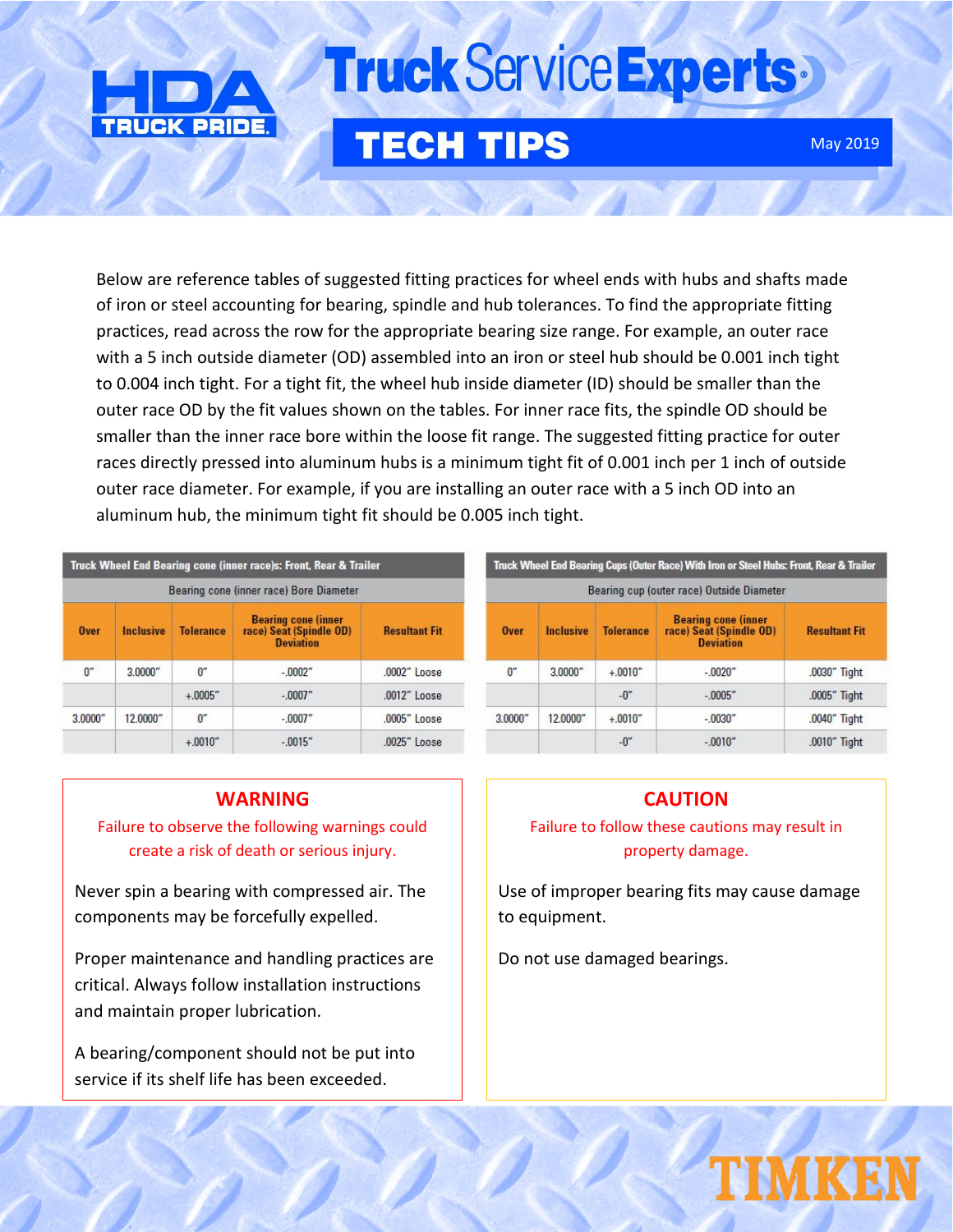# Truck Service Experts

## TECH TIPS

May 2019

Below are reference tables of suggested fitting practices for wheel ends with hubs and shafts made of iron or steel accounting for bearing, spindle and hub tolerances. To find the appropriate fitting practices, read across the row for the appropriate bearing size range. For example, an outer race with a 5 inch outside diameter (OD) assembled into an iron or steel hub should be 0.001 inch tight to 0.004 inch tight. For a tight fit, the wheel hub inside diameter (ID) should be smaller than the outer race OD by the fit values shown on the tables. For inner race fits, the spindle OD should be smaller than the inner race bore within the loose fit range. The suggested fitting practice for outer races directly pressed into aluminum hubs is a minimum tight fit of 0.001 inch per 1 inch of outside outer race diameter. For example, if you are installing an outer race with a 5 inch OD into an aluminum hub, the minimum tight fit should be 0.005 inch tight.

**Truck Wheel End Bearing cone (inner race)s: Front, Rear & Trailer**

| Bearing cone (inner race) Bore Diameter | | | | |
|---|---|---|---|---|
| Over | Inclusive | Tolerance | Bearing cone (inner race) Seat (Spindle OD) Deviation | Resultant Fit |
| 0" | 3.0000" | 0" | -.0002" | .0002" Loose |
| | | +.0005" | -.0007" | .0012" Loose |
| 3.0000" | 12.0000" | 0" | -.0007" | .0005" Loose |
| | | +.0010" | -.0015" | .0025" Loose |

**Truck Wheel End Bearing Cups (Outer Race) With Iron or Steel Hubs: Front, Rear & Trailer**

| Bearing cup (outer race) Outside Diameter | | | | |
|---|---|---|---|---|
| Over | Inclusive | Tolerance | Bearing cone (inner race) Seat (Spindle OD) Deviation | Resultant Fit |
| 0" | 3.0000" | +.0010" | -.0020" | .0030" Tight |
| | | -0" | -.0005" | .0005" Tight |
| 3.0000" | 12.0000" | +.0010" | -.0030" | .0040" Tight |
| | | -0" | -.0010" | .0010" Tight |

### WARNING

Failure to observe the following warnings could create a risk of death or serious injury.

Never spin a bearing with compressed air. The components may be forcefully expelled.

Proper maintenance and handling practices are critical. Always follow installation instructions and maintain proper lubrication.

A bearing/component should not be put into service if its shelf life has been exceeded.

### CAUTION

Failure to follow these cautions may result in property damage.

Use of improper bearing fits may cause damage to equipment.

Do not use damaged bearings.